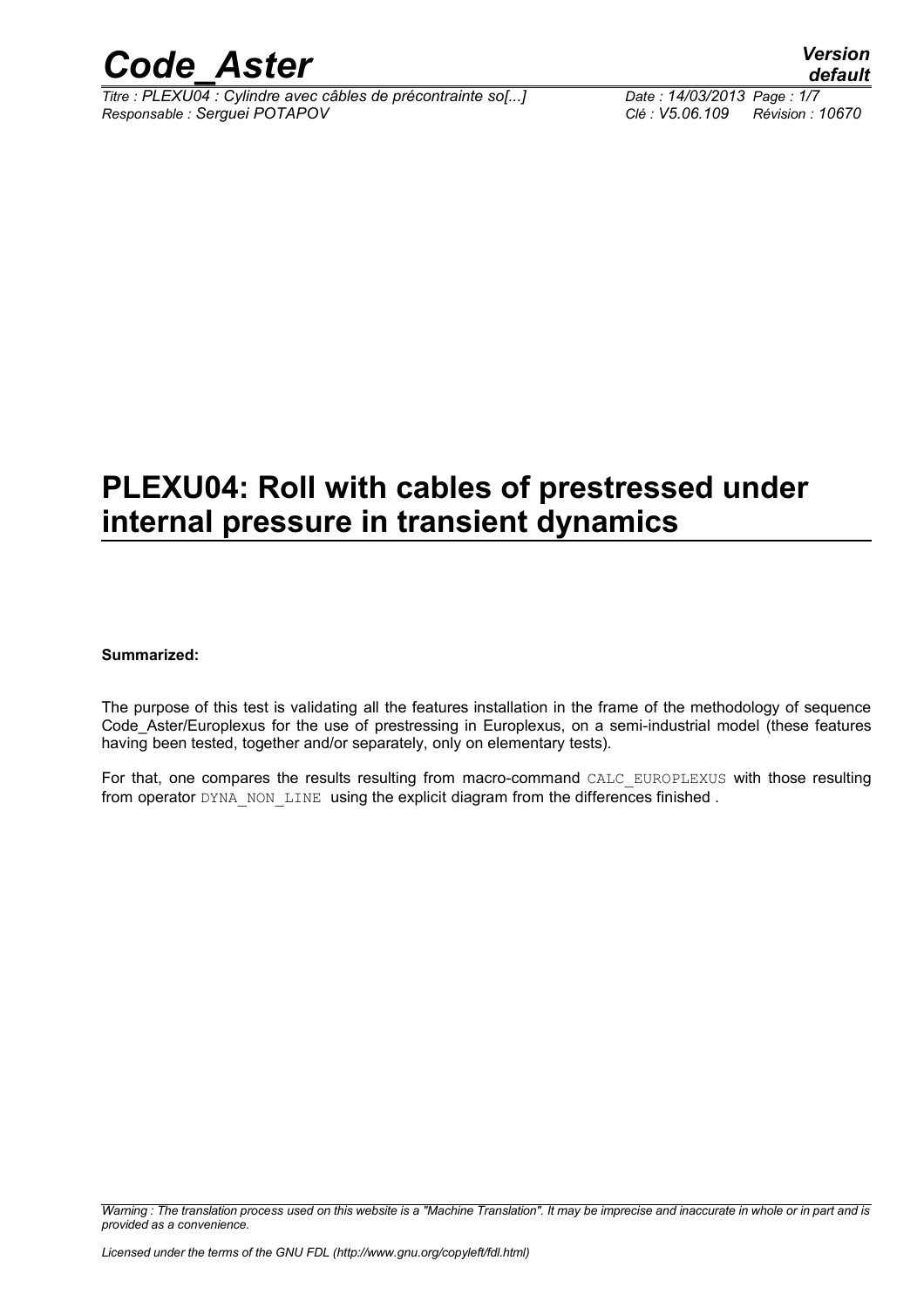# PLEXU04: Roll with cables of prestressed under internal pressure in transient dynamics

**Summarized:**

The purpose of this test is validating all the features installation in the frame of the methodology of sequence Code_Aster/Europlexus for the use of prestressing in Europlexus, on a semi-industrial model (these features having been tested, together and/or separately, only on elementary tests).

For that, one compares the results resulting from macro-command `CALC_EUROPLEXUS` with those resulting from operator `DYNA_NON_LINE` using the explicit diagram from the differences finished .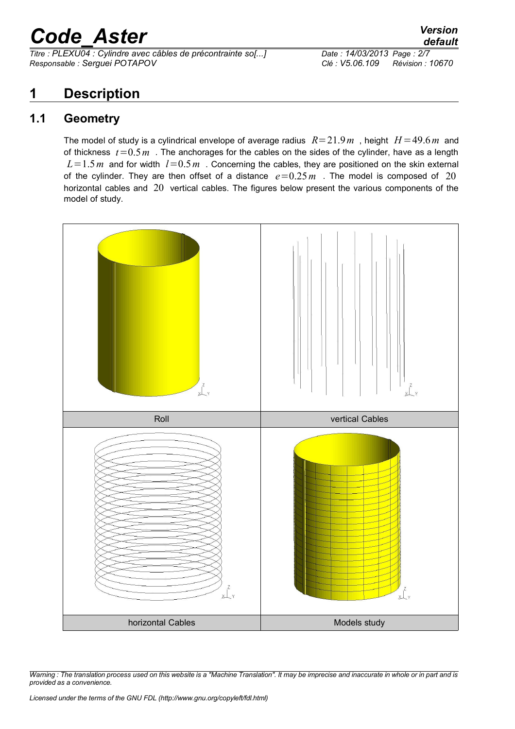# 1 Description

## 1.1 Geometry

The model of study is a cylindrical envelope of average radius $R=21.9\,m$ , height $H=49.6\,m$ and of thickness $t=0.5\,m$ . The anchorages for the cables on the sides of the cylinder, have as a length $L=1.5\,m$ and for width $l=0.5\,m$ . Concerning the cables, they are positioned on the skin external of the cylinder. They are then offset of a distance $e=0.25\,m$ . The model is composed of $20$ horizontal cables and $20$ vertical cables. The figures below present the various components of the model of study.

| Roll | vertical Cables |
|---|---|
| horizontal Cables | Models study |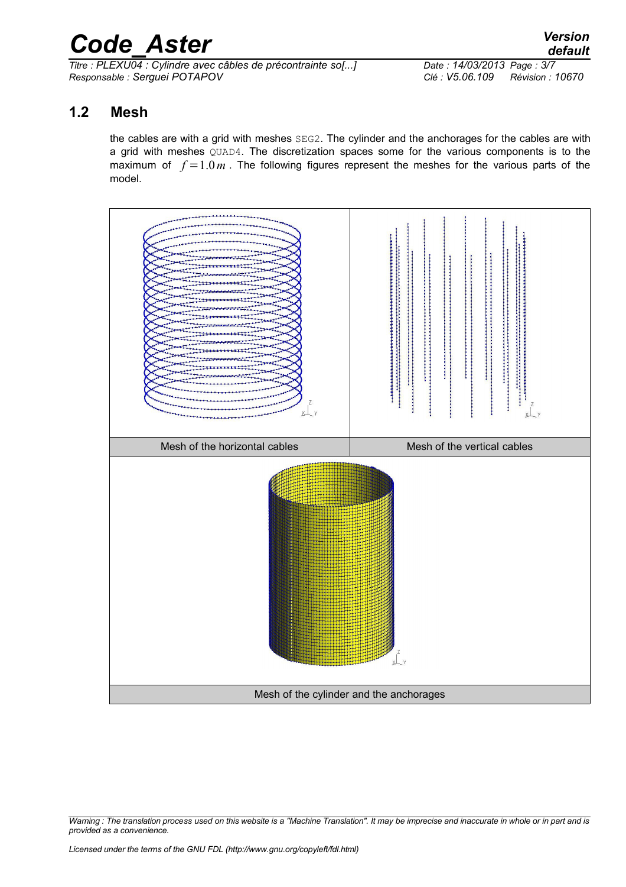## 1.2 Mesh

the cables are with a grid with meshes SEG2. The cylinder and the anchorages for the cables are with a grid with meshes QUAD4. The discretization spaces some for the various components is to the maximum of $f=1.0\,m$. The following figures represent the meshes for the various parts of the model.

| Mesh of the horizontal cables | Mesh of the vertical cables |
| --- | --- |
| Mesh of the cylinder and the anchorages | |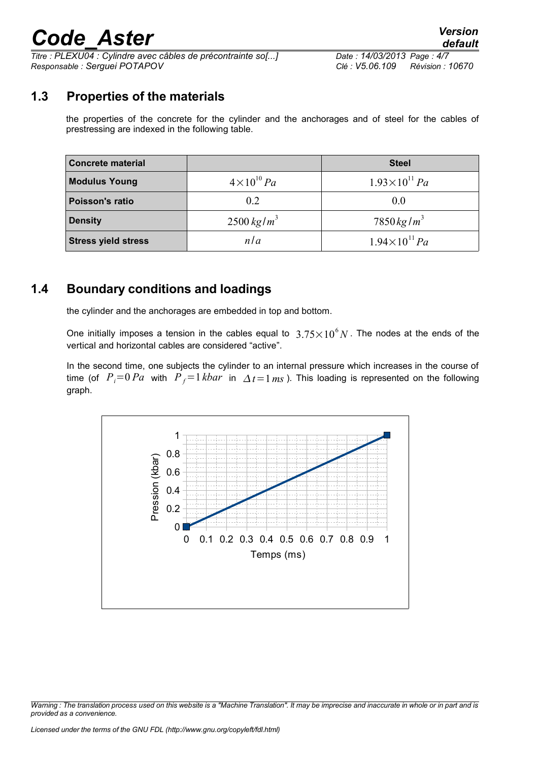## 1.3 Properties of the materials

the properties of the concrete for the cylinder and the anchorages and of steel for the cables of prestressing are indexed in the following table.

| Concrete material | | Steel |
|---|---|---|
| **Modulus Young** | $4\times10^{10}\,Pa$ | $1.93\times10^{11}\,Pa$ |
| **Poisson's ratio** | $0.2$ | $0.0$ |
| **Density** | $2500\,kg/m^3$ | $7850\,kg/m^3$ |
| **Stress yield stress** | $n/a$ | $1.94\times10^{11}\,Pa$ |

## 1.4 Boundary conditions and loadings

the cylinder and the anchorages are embedded in top and bottom.

One initially imposes a tension in the cables equal to $3.75\times10^{6}\,N$. The nodes at the ends of the vertical and horizontal cables are considered "active".

In the second time, one subjects the cylinder to an internal pressure which increases in the course of time (of $P_i=0\,Pa$ with $P_f=1\,kbar$ in $\Delta t=1\,ms$). This loading is represented on the following graph.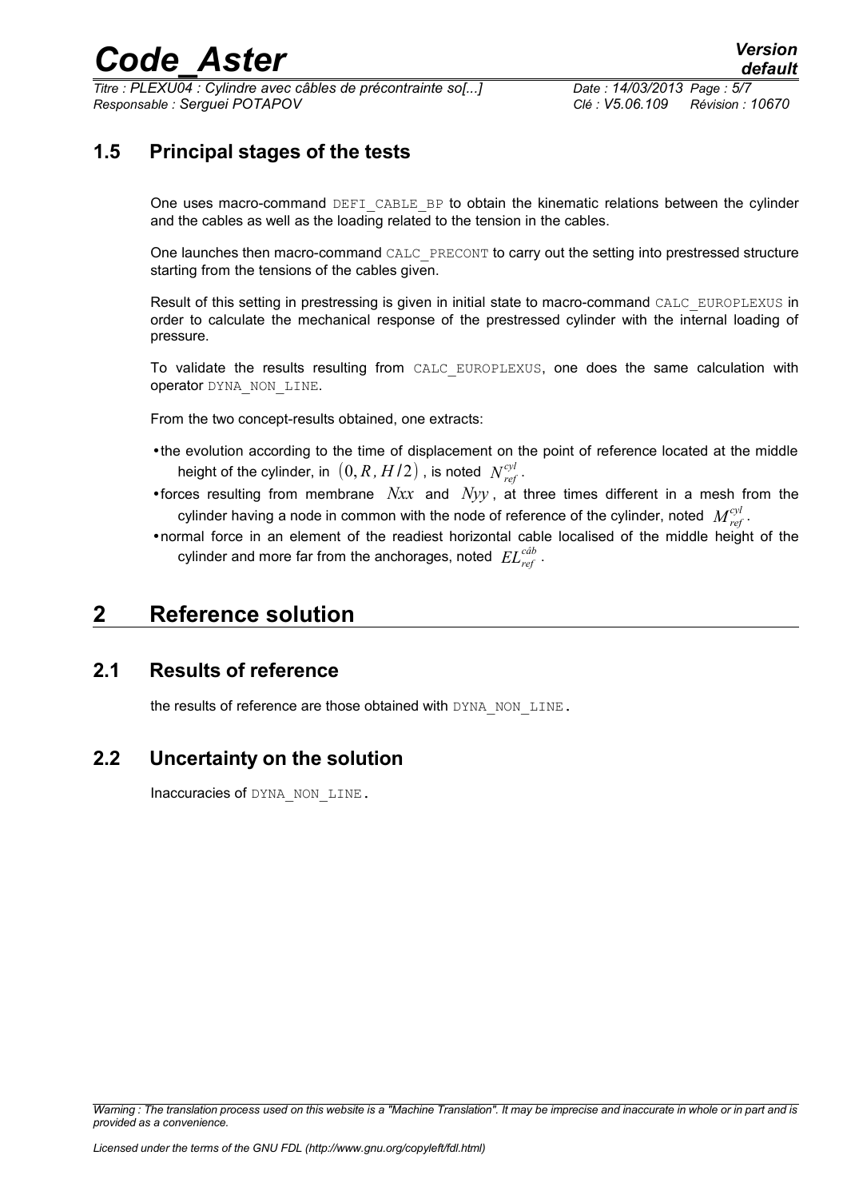## 1.5 Principal stages of the tests

One uses macro-command `DEFI_CABLE_BP` to obtain the kinematic relations between the cylinder and the cables as well as the loading related to the tension in the cables.

One launches then macro-command `CALC_PRECONT` to carry out the setting into prestressed structure starting from the tensions of the cables given.

Result of this setting in prestressing is given in initial state to macro-command `CALC_EUROPLEXUS` in order to calculate the mechanical response of the prestressed cylinder with the internal loading of pressure.

To validate the results resulting from `CALC_EUROPLEXUS`, one does the same calculation with operator `DYNA_NON_LINE`.

From the two concept-results obtained, one extracts:

- the evolution according to the time of displacement on the point of reference located at the middle height of the cylinder, in $(0, R, H/2)$, is noted $N_{ref}^{cyl}$.
- forces resulting from membrane $Nxx$ and $Nyy$, at three times different in a mesh from the cylinder having a node in common with the node of reference of the cylinder, noted $M_{ref}^{cyl}$.
- normal force in an element of the readiest horizontal cable localised of the middle height of the cylinder and more far from the anchorages, noted $EL_{ref}^{câb}$.

# 2 Reference solution

## 2.1 Results of reference

the results of reference are those obtained with `DYNA_NON_LINE`.

## 2.2 Uncertainty on the solution

Inaccuracies of `DYNA_NON_LINE`.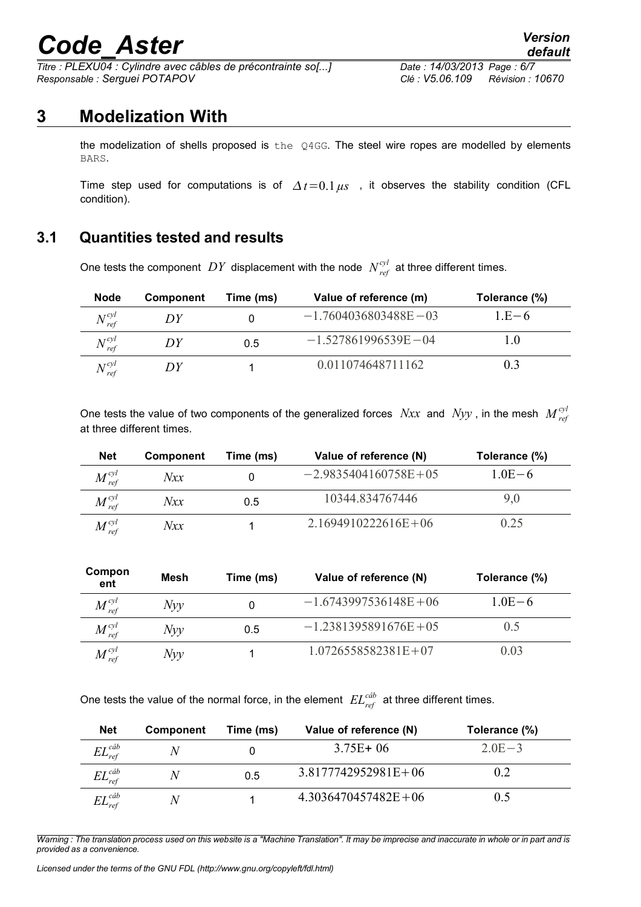# 3 Modelization With

the modelization of shells proposed is `the Q4GG`. The steel wire ropes are modelled by elements `BARS`.

Time step used for computations is of $\Delta t = 0.1\,\mu s$ , it observes the stability condition (CFL condition).

## 3.1 Quantities tested and results

One tests the component $DY$ displacement with the node $N_{ref}^{cyl}$ at three different times.

| Node | Component | Time (ms) | Value of reference (m) | Tolerance (%) |
|---|---|---|---|---|
| $N_{ref}^{cyl}$ | $DY$ | 0 | $-1.7604036803488E-03$ | $1.E-6$ |
| $N_{ref}^{cyl}$ | $DY$ | 0.5 | $-1.527861996539E-04$ | 1.0 |
| $N_{ref}^{cyl}$ | $DY$ | 1 | 0.011074648711162 | 0.3 |

One tests the value of two components of the generalized forces $Nxx$ and $Nyy$ , in the mesh $M_{ref}^{cyl}$ at three different times.

| Net | Component | Time (ms) | Value of reference (N) | Tolerance (%) |
|---|---|---|---|---|
| $M_{ref}^{cyl}$ | $Nxx$ | 0 | $-2.9835404160758E+05$ | $1.0E-6$ |
| $M_{ref}^{cyl}$ | $Nxx$ | 0.5 | 10344.834767446 | 9,0 |
| $M_{ref}^{cyl}$ | $Nxx$ | 1 | $2.1694910222616E+06$ | 0.25 |

| Component | Mesh | Time (ms) | Value of reference (N) | Tolerance (%) |
|---|---|---|---|---|
| $M_{ref}^{cyl}$ | $Nyy$ | 0 | $-1.6743997536148E+06$ | $1.0E-6$ |
| $M_{ref}^{cyl}$ | $Nyy$ | 0.5 | $-1.2381395891676E+05$ | 0.5 |
| $M_{ref}^{cyl}$ | $Nyy$ | 1 | $1.0726558582381E+07$ | 0.03 |

One tests the value of the normal force, in the element $EL_{ref}^{câb}$ at three different times.

| Net | Component | Time (ms) | Value of reference (N) | Tolerance (%) |
|---|---|---|---|---|
| $EL_{ref}^{câb}$ | $N$ | 0 | $3.75E+06$ | $2.0E-3$ |
| $EL_{ref}^{câb}$ | $N$ | 0.5 | $3.8177742952981E+06$ | 0.2 |
| $EL_{ref}^{câb}$ | $N$ | 1 | $4.3036470457482E+06$ | 0.5 |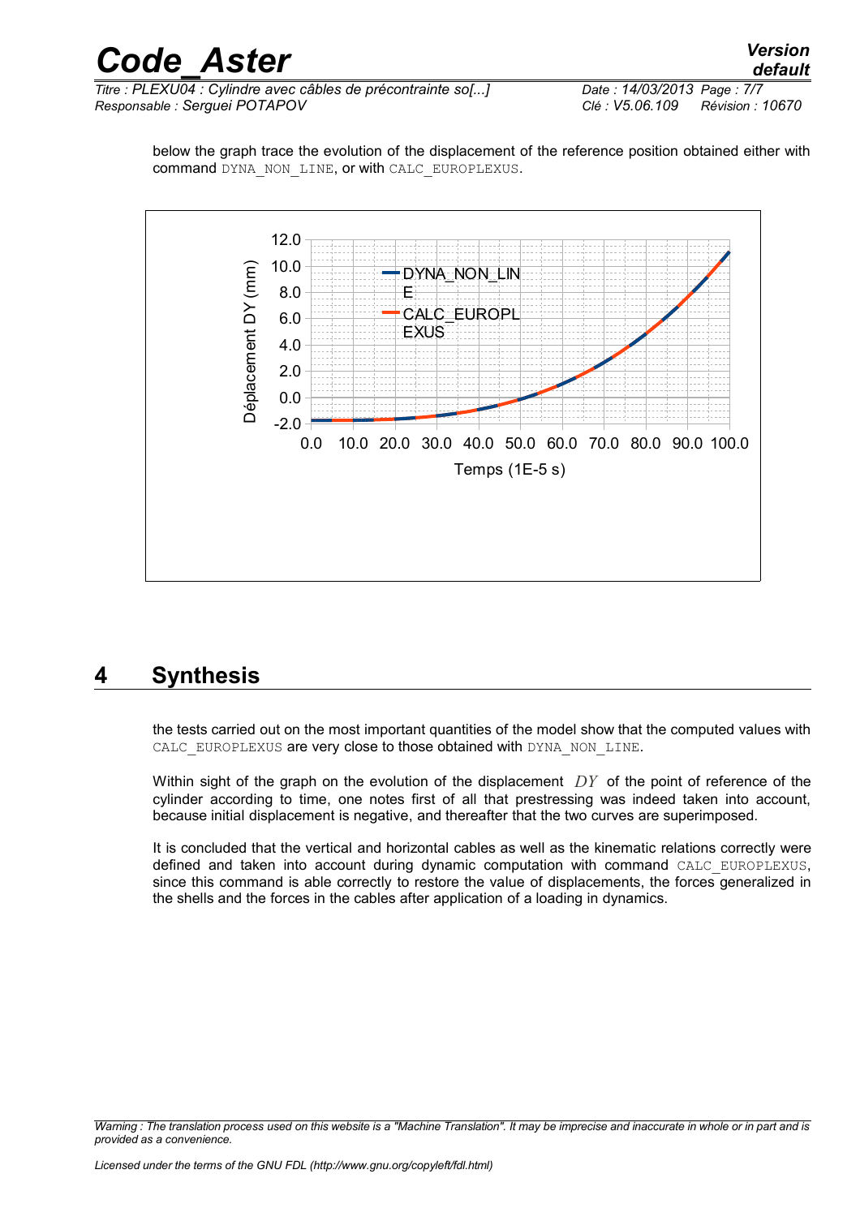below the graph trace the evolution of the displacement of the reference position obtained either with command DYNA_NON_LINE, or with CALC_EUROPLEXUS.

Déplacement DY (mm)

12.0
10.0
8.0
6.0
4.0
2.0
0.0
-2.0

0.0 10.0 20.0 30.0 40.0 50.0 60.0 70.0 80.0 90.0 100.0

Temps (1E-5 s)

DYNA_NON_LINE
CALC_EUROPLEXUS

# 4 Synthesis

the tests carried out on the most important quantities of the model show that the computed values with CALC_EUROPLEXUS are very close to those obtained with DYNA_NON_LINE.

Within sight of the graph on the evolution of the displacement $DY$ of the point of reference of the cylinder according to time, one notes first of all that prestressing was indeed taken into account, because initial displacement is negative, and thereafter that the two curves are superimposed.

It is concluded that the vertical and horizontal cables as well as the kinematic relations correctly were defined and taken into account during dynamic computation with command CALC_EUROPLEXUS, since this command is able correctly to restore the value of displacements, the forces generalized in the shells and the forces in the cables after application of a loading in dynamics.